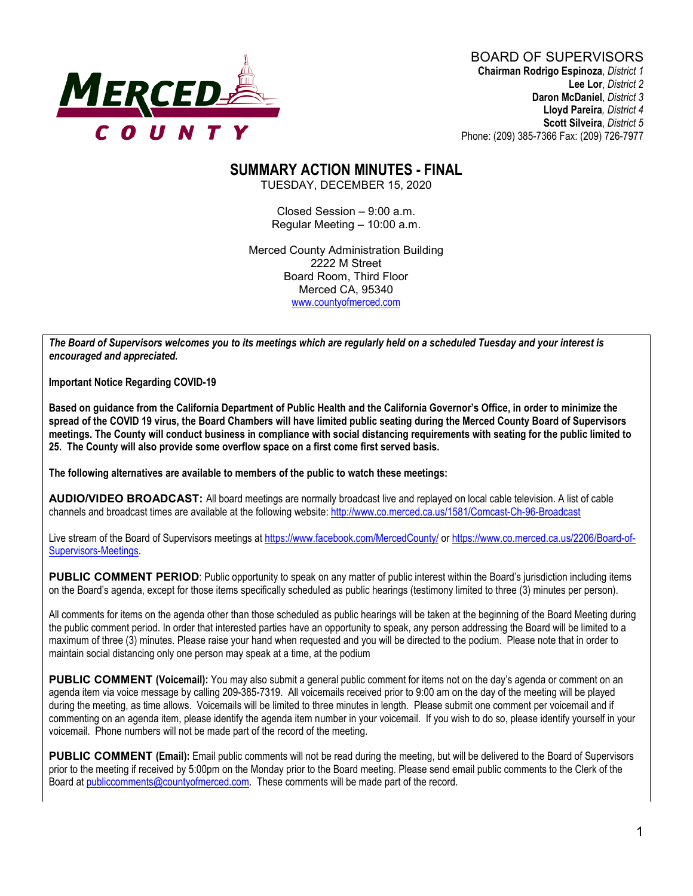MERCED COUNTY

BOARD OF SUPERVISORS
**Chairman Rodrigo Espinoza**, *District 1*
**Lee Lor**, *District 2*
**Daron McDaniel**, *District 3*
**Lloyd Pareira**, *District 4*
**Scott Silveira**, *District 5*
Phone: (209) 385-7366 Fax: (209) 726-7977

# SUMMARY ACTION MINUTES - FINAL

TUESDAY, DECEMBER 15, 2020

Closed Session – 9:00 a.m.
Regular Meeting – 10:00 a.m.

Merced County Administration Building
2222 M Street
Board Room, Third Floor
Merced CA, 95340
www.countyofmerced.com

***The Board of Supervisors welcomes you to its meetings which are regularly held on a scheduled Tuesday and your interest is encouraged and appreciated.***

**Important Notice Regarding COVID-19**

**Based on guidance from the California Department of Public Health and the California Governor's Office, in order to minimize the spread of the COVID 19 virus, the Board Chambers will have limited public seating during the Merced County Board of Supervisors meetings. The County will conduct business in compliance with social distancing requirements with seating for the public limited to 25. The County will also provide some overflow space on a first come first served basis.**

**The following alternatives are available to members of the public to watch these meetings:**

**AUDIO/VIDEO BROADCAST:** All board meetings are normally broadcast live and replayed on local cable television. A list of cable channels and broadcast times are available at the following website: http://www.co.merced.ca.us/1581/Comcast-Ch-96-Broadcast

Live stream of the Board of Supervisors meetings at https://www.facebook.com/MercedCounty/ or https://www.co.merced.ca.us/2206/Board-of-Supervisors-Meetings.

**PUBLIC COMMENT PERIOD**: Public opportunity to speak on any matter of public interest within the Board's jurisdiction including items on the Board's agenda, except for those items specifically scheduled as public hearings (testimony limited to three (3) minutes per person).

All comments for items on the agenda other than those scheduled as public hearings will be taken at the beginning of the Board Meeting during the public comment period. In order that interested parties have an opportunity to speak, any person addressing the Board will be limited to a maximum of three (3) minutes. Please raise your hand when requested and you will be directed to the podium. Please note that in order to maintain social distancing only one person may speak at a time, at the podium

**PUBLIC COMMENT (Voicemail):** You may also submit a general public comment for items not on the day's agenda or comment on an agenda item via voice message by calling 209-385-7319. All voicemails received prior to 9:00 am on the day of the meeting will be played during the meeting, as time allows. Voicemails will be limited to three minutes in length. Please submit one comment per voicemail and if commenting on an agenda item, please identify the agenda item number in your voicemail. If you wish to do so, please identify yourself in your voicemail. Phone numbers will not be made part of the record of the meeting.

**PUBLIC COMMENT (Email):** Email public comments will not be read during the meeting, but will be delivered to the Board of Supervisors prior to the meeting if received by 5:00pm on the Monday prior to the Board meeting. Please send email public comments to the Clerk of the Board at publiccomments@countyofmerced.com. These comments will be made part of the record.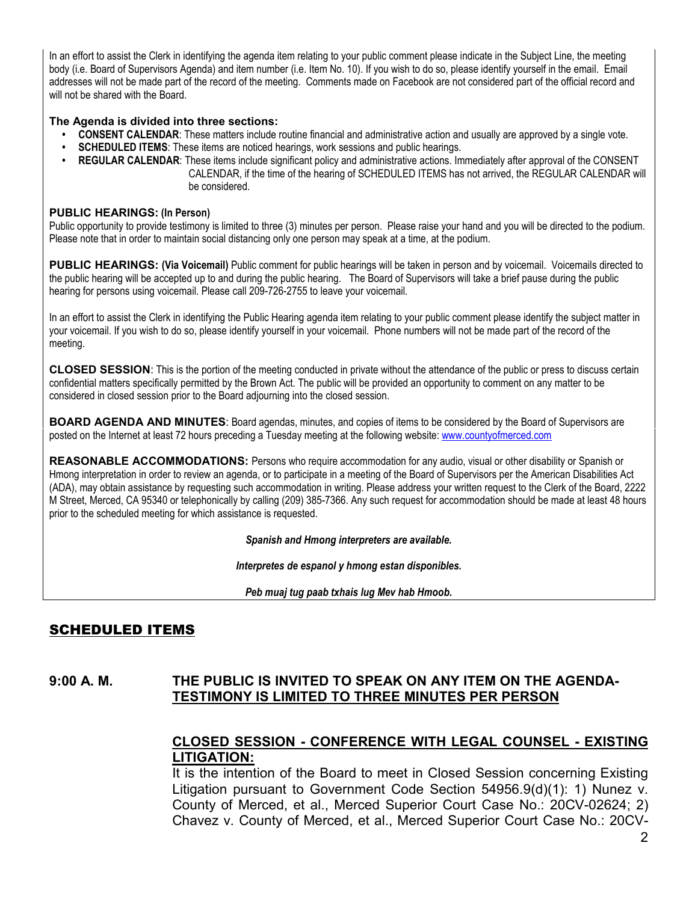In an effort to assist the Clerk in identifying the agenda item relating to your public comment please indicate in the Subject Line, the meeting body (i.e. Board of Supervisors Agenda) and item number (i.e. Item No. 10). If you wish to do so, please identify yourself in the email. Email addresses will not be made part of the record of the meeting. Comments made on Facebook are not considered part of the official record and will not be shared with the Board.

**The Agenda is divided into three sections:**

- **CONSENT CALENDAR**: These matters include routine financial and administrative action and usually are approved by a single vote.
- **SCHEDULED ITEMS**: These items are noticed hearings, work sessions and public hearings.
- **REGULAR CALENDAR**: These items include significant policy and administrative actions. Immediately after approval of the CONSENT CALENDAR, if the time of the hearing of SCHEDULED ITEMS has not arrived, the REGULAR CALENDAR will be considered.

**PUBLIC HEARINGS: (In Person)**
Public opportunity to provide testimony is limited to three (3) minutes per person. Please raise your hand and you will be directed to the podium. Please note that in order to maintain social distancing only one person may speak at a time, at the podium.

**PUBLIC HEARINGS: (Via Voicemail)** Public comment for public hearings will be taken in person and by voicemail. Voicemails directed to the public hearing will be accepted up to and during the public hearing. The Board of Supervisors will take a brief pause during the public hearing for persons using voicemail. Please call 209-726-2755 to leave your voicemail.

In an effort to assist the Clerk in identifying the Public Hearing agenda item relating to your public comment please identify the subject matter in your voicemail. If you wish to do so, please identify yourself in your voicemail. Phone numbers will not be made part of the record of the meeting.

**CLOSED SESSION**: This is the portion of the meeting conducted in private without the attendance of the public or press to discuss certain confidential matters specifically permitted by the Brown Act. The public will be provided an opportunity to comment on any matter to be considered in closed session prior to the Board adjourning into the closed session.

**BOARD AGENDA AND MINUTES**: Board agendas, minutes, and copies of items to be considered by the Board of Supervisors are posted on the Internet at least 72 hours preceding a Tuesday meeting at the following website: www.countyofmerced.com

**REASONABLE ACCOMMODATIONS:** Persons who require accommodation for any audio, visual or other disability or Spanish or Hmong interpretation in order to review an agenda, or to participate in a meeting of the Board of Supervisors per the American Disabilities Act (ADA), may obtain assistance by requesting such accommodation in writing. Please address your written request to the Clerk of the Board, 2222 M Street, Merced, CA 95340 or telephonically by calling (209) 385-7366. Any such request for accommodation should be made at least 48 hours prior to the scheduled meeting for which assistance is requested.

***Spanish and Hmong interpreters are available.***

***Interpretes de espanol y hmong estan disponibles.***

***Peb muaj tug paab txhais lug Mev hab Hmoob.***

## SCHEDULED ITEMS

**9:00 A. M. THE PUBLIC IS INVITED TO SPEAK ON ANY ITEM ON THE AGENDA-TESTIMONY IS LIMITED TO THREE MINUTES PER PERSON**

**CLOSED SESSION - CONFERENCE WITH LEGAL COUNSEL - EXISTING LITIGATION:**
It is the intention of the Board to meet in Closed Session concerning Existing Litigation pursuant to Government Code Section 54956.9(d)(1): 1) Nunez v. County of Merced, et al., Merced Superior Court Case No.: 20CV-02624; 2) Chavez v. County of Merced, et al., Merced Superior Court Case No.: 20CV-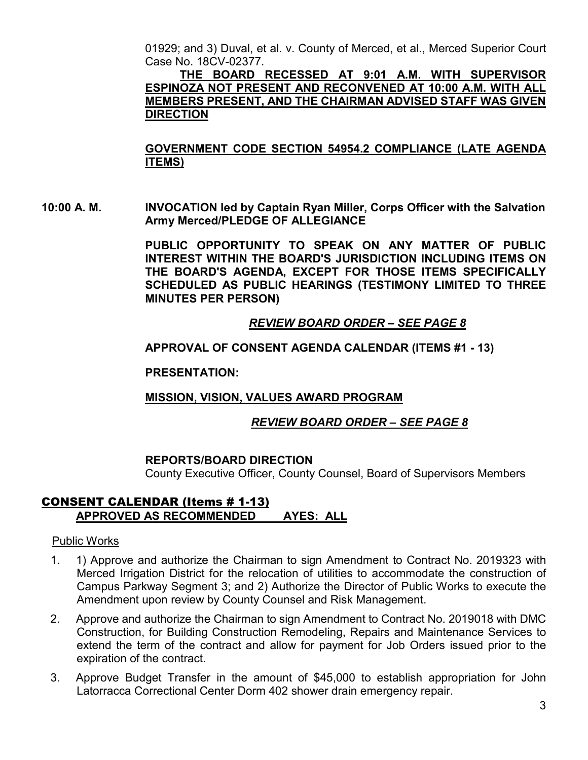01929; and 3) Duval, et al. v. County of Merced, et al., Merced Superior Court Case No. 18CV-02377.

**THE BOARD RECESSED AT 9:01 A.M. WITH SUPERVISOR ESPINOZA NOT PRESENT AND RECONVENED AT 10:00 A.M. WITH ALL MEMBERS PRESENT, AND THE CHAIRMAN ADVISED STAFF WAS GIVEN DIRECTION**

**GOVERNMENT CODE SECTION 54954.2 COMPLIANCE (LATE AGENDA ITEMS)**

**10:00 A. M.** **INVOCATION led by Captain Ryan Miller, Corps Officer with the Salvation Army Merced/PLEDGE OF ALLEGIANCE**

**PUBLIC OPPORTUNITY TO SPEAK ON ANY MATTER OF PUBLIC INTEREST WITHIN THE BOARD'S JURISDICTION INCLUDING ITEMS ON THE BOARD'S AGENDA, EXCEPT FOR THOSE ITEMS SPECIFICALLY SCHEDULED AS PUBLIC HEARINGS (TESTIMONY LIMITED TO THREE MINUTES PER PERSON)**

***REVIEW BOARD ORDER – SEE PAGE 8***

**APPROVAL OF CONSENT AGENDA CALENDAR (ITEMS #1 - 13)**

**PRESENTATION:**

**MISSION, VISION, VALUES AWARD PROGRAM**

***REVIEW BOARD ORDER – SEE PAGE 8***

**REPORTS/BOARD DIRECTION**

County Executive Officer, County Counsel, Board of Supervisors Members

## CONSENT CALENDAR (Items # 1-13)

**APPROVED AS RECOMMENDED AYES: ALL**

Public Works

1. 1) Approve and authorize the Chairman to sign Amendment to Contract No. 2019323 with Merced Irrigation District for the relocation of utilities to accommodate the construction of Campus Parkway Segment 3; and 2) Authorize the Director of Public Works to execute the Amendment upon review by County Counsel and Risk Management.
2. Approve and authorize the Chairman to sign Amendment to Contract No. 2019018 with DMC Construction, for Building Construction Remodeling, Repairs and Maintenance Services to extend the term of the contract and allow for payment for Job Orders issued prior to the expiration of the contract.
3. Approve Budget Transfer in the amount of $45,000 to establish appropriation for John Latorracca Correctional Center Dorm 402 shower drain emergency repair.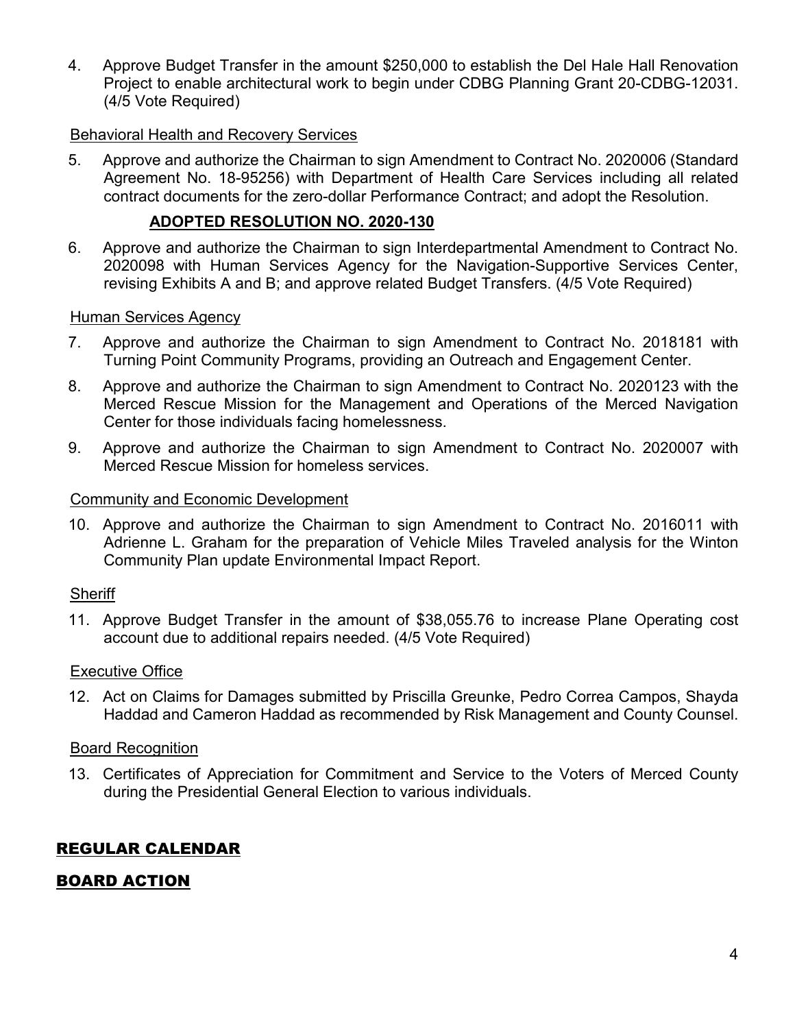4. Approve Budget Transfer in the amount $250,000 to establish the Del Hale Hall Renovation Project to enable architectural work to begin under CDBG Planning Grant 20-CDBG-12031. (4/5 Vote Required)

Behavioral Health and Recovery Services

5. Approve and authorize the Chairman to sign Amendment to Contract No. 2020006 (Standard Agreement No. 18-95256) with Department of Health Care Services including all related contract documents for the zero-dollar Performance Contract; and adopt the Resolution.

   **ADOPTED RESOLUTION NO. 2020-130**

6. Approve and authorize the Chairman to sign Interdepartmental Amendment to Contract No. 2020098 with Human Services Agency for the Navigation-Supportive Services Center, revising Exhibits A and B; and approve related Budget Transfers. (4/5 Vote Required)

Human Services Agency

7. Approve and authorize the Chairman to sign Amendment to Contract No. 2018181 with Turning Point Community Programs, providing an Outreach and Engagement Center.

8. Approve and authorize the Chairman to sign Amendment to Contract No. 2020123 with the Merced Rescue Mission for the Management and Operations of the Merced Navigation Center for those individuals facing homelessness.

9. Approve and authorize the Chairman to sign Amendment to Contract No. 2020007 with Merced Rescue Mission for homeless services.

Community and Economic Development

10. Approve and authorize the Chairman to sign Amendment to Contract No. 2016011 with Adrienne L. Graham for the preparation of Vehicle Miles Traveled analysis for the Winton Community Plan update Environmental Impact Report.

Sheriff

11. Approve Budget Transfer in the amount of $38,055.76 to increase Plane Operating cost account due to additional repairs needed. (4/5 Vote Required)

Executive Office

12. Act on Claims for Damages submitted by Priscilla Greunke, Pedro Correa Campos, Shayda Haddad and Cameron Haddad as recommended by Risk Management and County Counsel.

Board Recognition

13. Certificates of Appreciation for Commitment and Service to the Voters of Merced County during the Presidential General Election to various individuals.

## REGULAR CALENDAR

## BOARD ACTION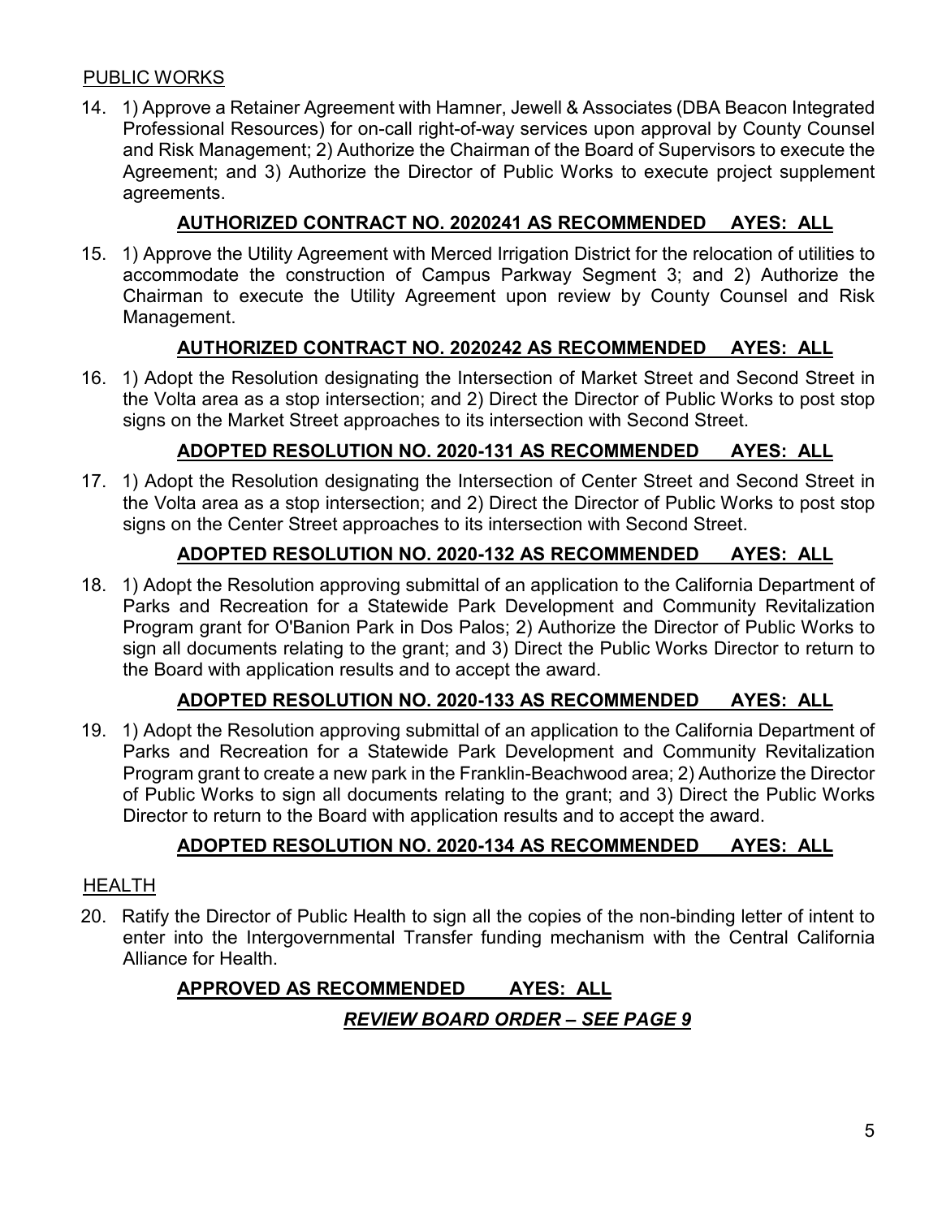## PUBLIC WORKS

14. 1) Approve a Retainer Agreement with Hamner, Jewell & Associates (DBA Beacon Integrated Professional Resources) for on-call right-of-way services upon approval by County Counsel and Risk Management; 2) Authorize the Chairman of the Board of Supervisors to execute the Agreement; and 3) Authorize the Director of Public Works to execute project supplement agreements.

    **AUTHORIZED CONTRACT NO. 2020241 AS RECOMMENDED AYES: ALL**

15. 1) Approve the Utility Agreement with Merced Irrigation District for the relocation of utilities to accommodate the construction of Campus Parkway Segment 3; and 2) Authorize the Chairman to execute the Utility Agreement upon review by County Counsel and Risk Management.

    **AUTHORIZED CONTRACT NO. 2020242 AS RECOMMENDED AYES: ALL**

16. 1) Adopt the Resolution designating the Intersection of Market Street and Second Street in the Volta area as a stop intersection; and 2) Direct the Director of Public Works to post stop signs on the Market Street approaches to its intersection with Second Street.

    **ADOPTED RESOLUTION NO. 2020-131 AS RECOMMENDED AYES: ALL**

17. 1) Adopt the Resolution designating the Intersection of Center Street and Second Street in the Volta area as a stop intersection; and 2) Direct the Director of Public Works to post stop signs on the Center Street approaches to its intersection with Second Street.

    **ADOPTED RESOLUTION NO. 2020-132 AS RECOMMENDED AYES: ALL**

18. 1) Adopt the Resolution approving submittal of an application to the California Department of Parks and Recreation for a Statewide Park Development and Community Revitalization Program grant for O'Banion Park in Dos Palos; 2) Authorize the Director of Public Works to sign all documents relating to the grant; and 3) Direct the Public Works Director to return to the Board with application results and to accept the award.

    **ADOPTED RESOLUTION NO. 2020-133 AS RECOMMENDED AYES: ALL**

19. 1) Adopt the Resolution approving submittal of an application to the California Department of Parks and Recreation for a Statewide Park Development and Community Revitalization Program grant to create a new park in the Franklin-Beachwood area; 2) Authorize the Director of Public Works to sign all documents relating to the grant; and 3) Direct the Public Works Director to return to the Board with application results and to accept the award.

    **ADOPTED RESOLUTION NO. 2020-134 AS RECOMMENDED AYES: ALL**

## HEALTH

20. Ratify the Director of Public Health to sign all the copies of the non-binding letter of intent to enter into the Intergovernmental Transfer funding mechanism with the Central California Alliance for Health.

    **APPROVED AS RECOMMENDED AYES: ALL**

    ***REVIEW BOARD ORDER – SEE PAGE 9***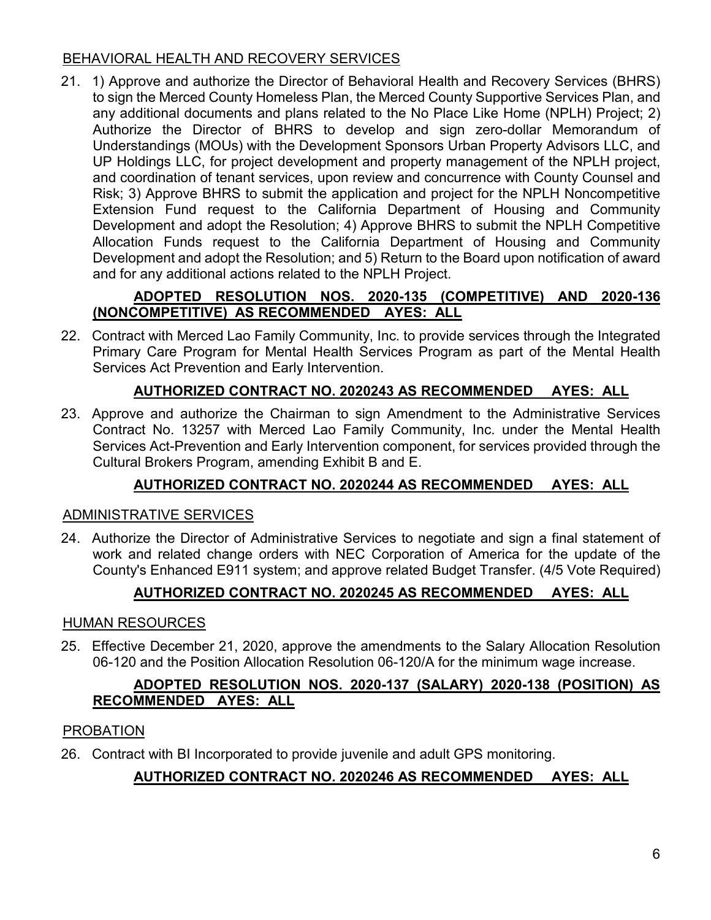BEHAVIORAL HEALTH AND RECOVERY SERVICES

21. 1) Approve and authorize the Director of Behavioral Health and Recovery Services (BHRS) to sign the Merced County Homeless Plan, the Merced County Supportive Services Plan, and any additional documents and plans related to the No Place Like Home (NPLH) Project; 2) Authorize the Director of BHRS to develop and sign zero-dollar Memorandum of Understandings (MOUs) with the Development Sponsors Urban Property Advisors LLC, and UP Holdings LLC, for project development and property management of the NPLH project, and coordination of tenant services, upon review and concurrence with County Counsel and Risk; 3) Approve BHRS to submit the application and project for the NPLH Noncompetitive Extension Fund request to the California Department of Housing and Community Development and adopt the Resolution; 4) Approve BHRS to submit the NPLH Competitive Allocation Funds request to the California Department of Housing and Community Development and adopt the Resolution; and 5) Return to the Board upon notification of award and for any additional actions related to the NPLH Project.

    **ADOPTED RESOLUTION NOS. 2020-135 (COMPETITIVE) AND 2020-136 (NONCOMPETITIVE) AS RECOMMENDED AYES: ALL**

22. Contract with Merced Lao Family Community, Inc. to provide services through the Integrated Primary Care Program for Mental Health Services Program as part of the Mental Health Services Act Prevention and Early Intervention.

    **AUTHORIZED CONTRACT NO. 2020243 AS RECOMMENDED AYES: ALL**

23. Approve and authorize the Chairman to sign Amendment to the Administrative Services Contract No. 13257 with Merced Lao Family Community, Inc. under the Mental Health Services Act-Prevention and Early Intervention component, for services provided through the Cultural Brokers Program, amending Exhibit B and E.

    **AUTHORIZED CONTRACT NO. 2020244 AS RECOMMENDED AYES: ALL**

ADMINISTRATIVE SERVICES

24. Authorize the Director of Administrative Services to negotiate and sign a final statement of work and related change orders with NEC Corporation of America for the update of the County's Enhanced E911 system; and approve related Budget Transfer. (4/5 Vote Required)

    **AUTHORIZED CONTRACT NO. 2020245 AS RECOMMENDED AYES: ALL**

HUMAN RESOURCES

25. Effective December 21, 2020, approve the amendments to the Salary Allocation Resolution 06-120 and the Position Allocation Resolution 06-120/A for the minimum wage increase.

    **ADOPTED RESOLUTION NOS. 2020-137 (SALARY) 2020-138 (POSITION) AS RECOMMENDED AYES: ALL**

PROBATION

26. Contract with BI Incorporated to provide juvenile and adult GPS monitoring.

    **AUTHORIZED CONTRACT NO. 2020246 AS RECOMMENDED AYES: ALL**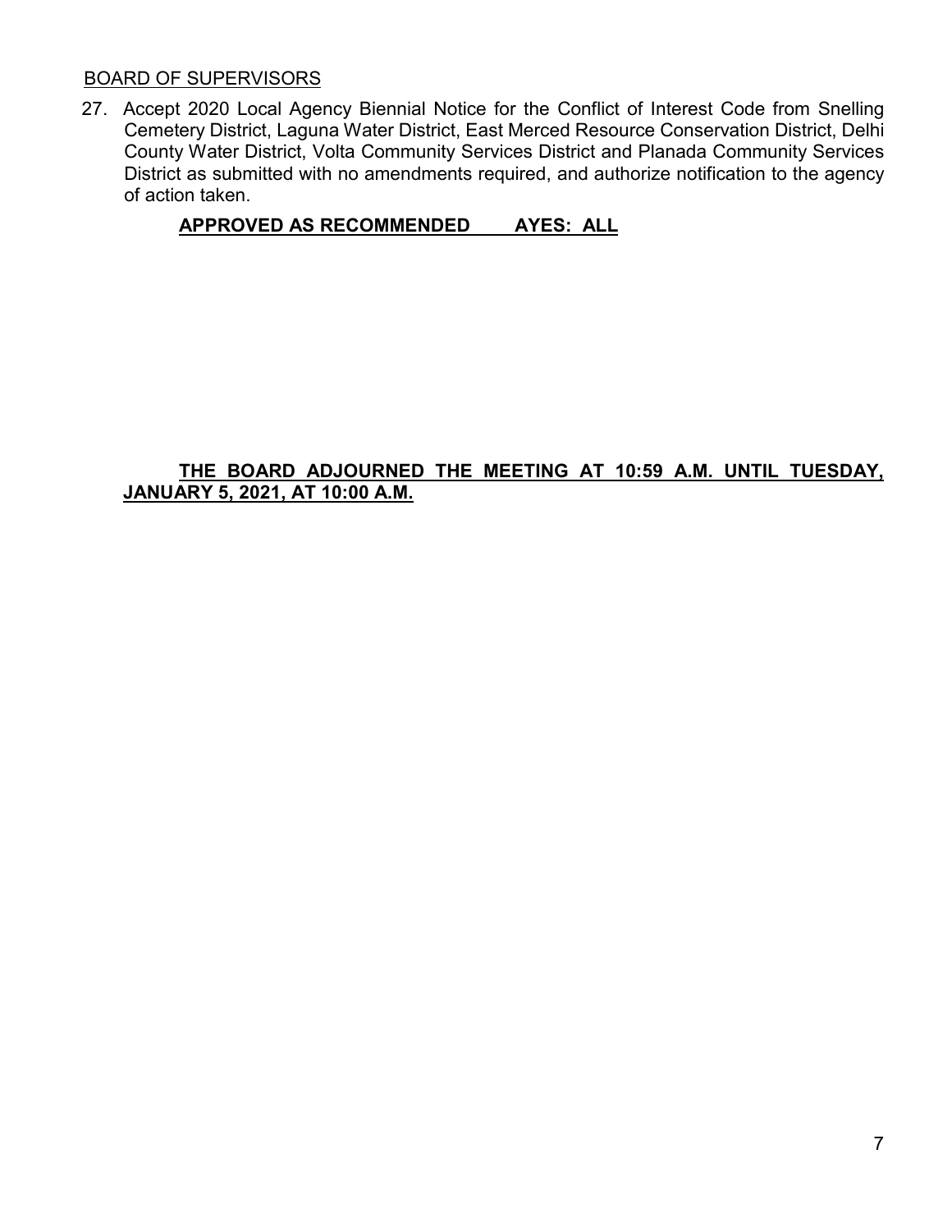BOARD OF SUPERVISORS

27. Accept 2020 Local Agency Biennial Notice for the Conflict of Interest Code from Snelling Cemetery District, Laguna Water District, East Merced Resource Conservation District, Delhi County Water District, Volta Community Services District and Planada Community Services District as submitted with no amendments required, and authorize notification to the agency of action taken.

    **APPROVED AS RECOMMENDED AYES: ALL**

**THE BOARD ADJOURNED THE MEETING AT 10:59 A.M. UNTIL TUESDAY, JANUARY 5, 2021, AT 10:00 A.M.**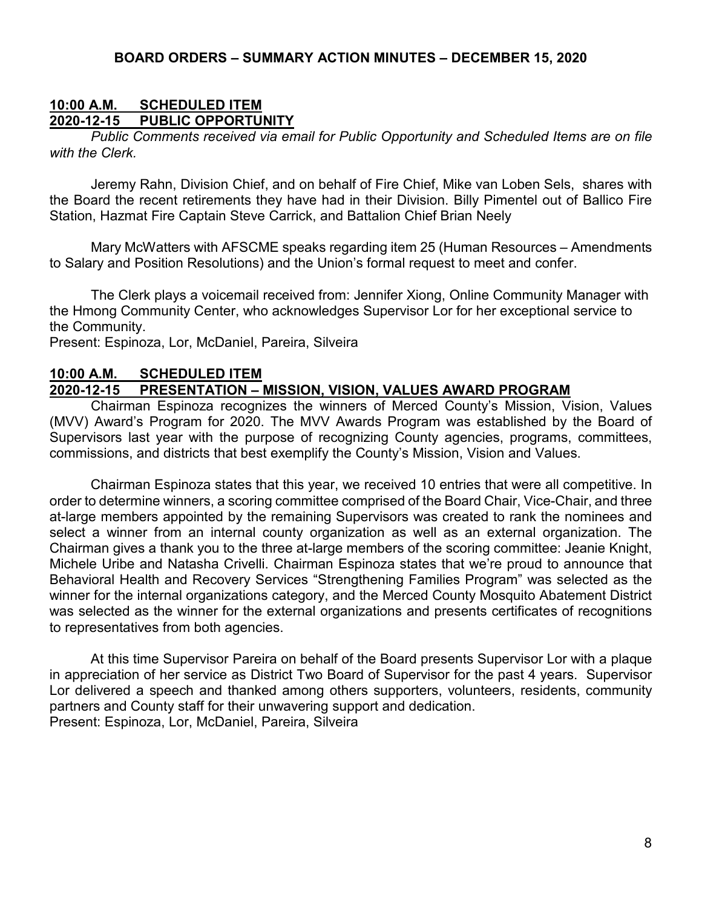**BOARD ORDERS – SUMMARY ACTION MINUTES – DECEMBER 15, 2020**

**10:00 A.M. SCHEDULED ITEM**
**2020-12-15 PUBLIC OPPORTUNITY**

*Public Comments received via email for Public Opportunity and Scheduled Items are on file with the Clerk.*

Jeremy Rahn, Division Chief, and on behalf of Fire Chief, Mike van Loben Sels, shares with the Board the recent retirements they have had in their Division. Billy Pimentel out of Ballico Fire Station, Hazmat Fire Captain Steve Carrick, and Battalion Chief Brian Neely

Mary McWatters with AFSCME speaks regarding item 25 (Human Resources – Amendments to Salary and Position Resolutions) and the Union's formal request to meet and confer.

The Clerk plays a voicemail received from: Jennifer Xiong, Online Community Manager with the Hmong Community Center, who acknowledges Supervisor Lor for her exceptional service to the Community.

Present: Espinoza, Lor, McDaniel, Pareira, Silveira

**10:00 A.M. SCHEDULED ITEM**
**2020-12-15 PRESENTATION – MISSION, VISION, VALUES AWARD PROGRAM**

Chairman Espinoza recognizes the winners of Merced County's Mission, Vision, Values (MVV) Award's Program for 2020. The MVV Awards Program was established by the Board of Supervisors last year with the purpose of recognizing County agencies, programs, committees, commissions, and districts that best exemplify the County's Mission, Vision and Values.

Chairman Espinoza states that this year, we received 10 entries that were all competitive. In order to determine winners, a scoring committee comprised of the Board Chair, Vice-Chair, and three at-large members appointed by the remaining Supervisors was created to rank the nominees and select a winner from an internal county organization as well as an external organization. The Chairman gives a thank you to the three at-large members of the scoring committee: Jeanie Knight, Michele Uribe and Natasha Crivelli. Chairman Espinoza states that we're proud to announce that Behavioral Health and Recovery Services "Strengthening Families Program" was selected as the winner for the internal organizations category, and the Merced County Mosquito Abatement District was selected as the winner for the external organizations and presents certificates of recognitions to representatives from both agencies.

At this time Supervisor Pareira on behalf of the Board presents Supervisor Lor with a plaque in appreciation of her service as District Two Board of Supervisor for the past 4 years. Supervisor Lor delivered a speech and thanked among others supporters, volunteers, residents, community partners and County staff for their unwavering support and dedication.

Present: Espinoza, Lor, McDaniel, Pareira, Silveira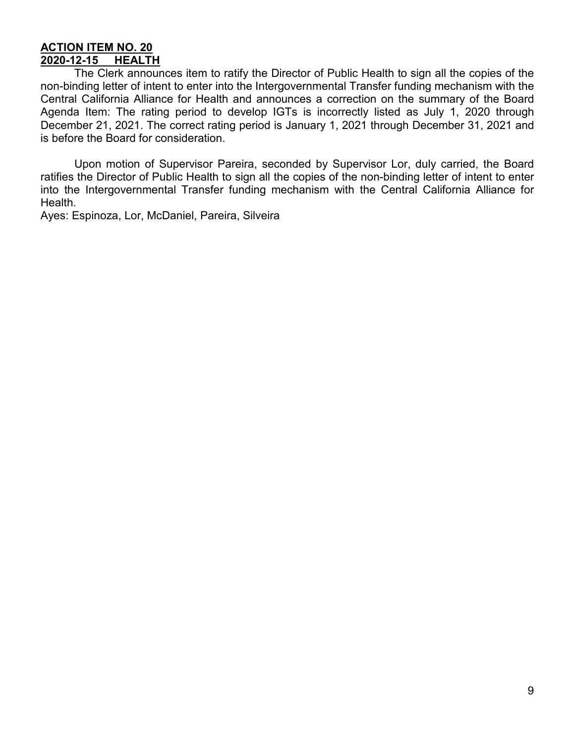**ACTION ITEM NO. 20**
**2020-12-15 HEALTH**

The Clerk announces item to ratify the Director of Public Health to sign all the copies of the non-binding letter of intent to enter into the Intergovernmental Transfer funding mechanism with the Central California Alliance for Health and announces a correction on the summary of the Board Agenda Item: The rating period to develop IGTs is incorrectly listed as July 1, 2020 through December 21, 2021. The correct rating period is January 1, 2021 through December 31, 2021 and is before the Board for consideration.

Upon motion of Supervisor Pareira, seconded by Supervisor Lor, duly carried, the Board ratifies the Director of Public Health to sign all the copies of the non-binding letter of intent to enter into the Intergovernmental Transfer funding mechanism with the Central California Alliance for Health.
Ayes: Espinoza, Lor, McDaniel, Pareira, Silveira